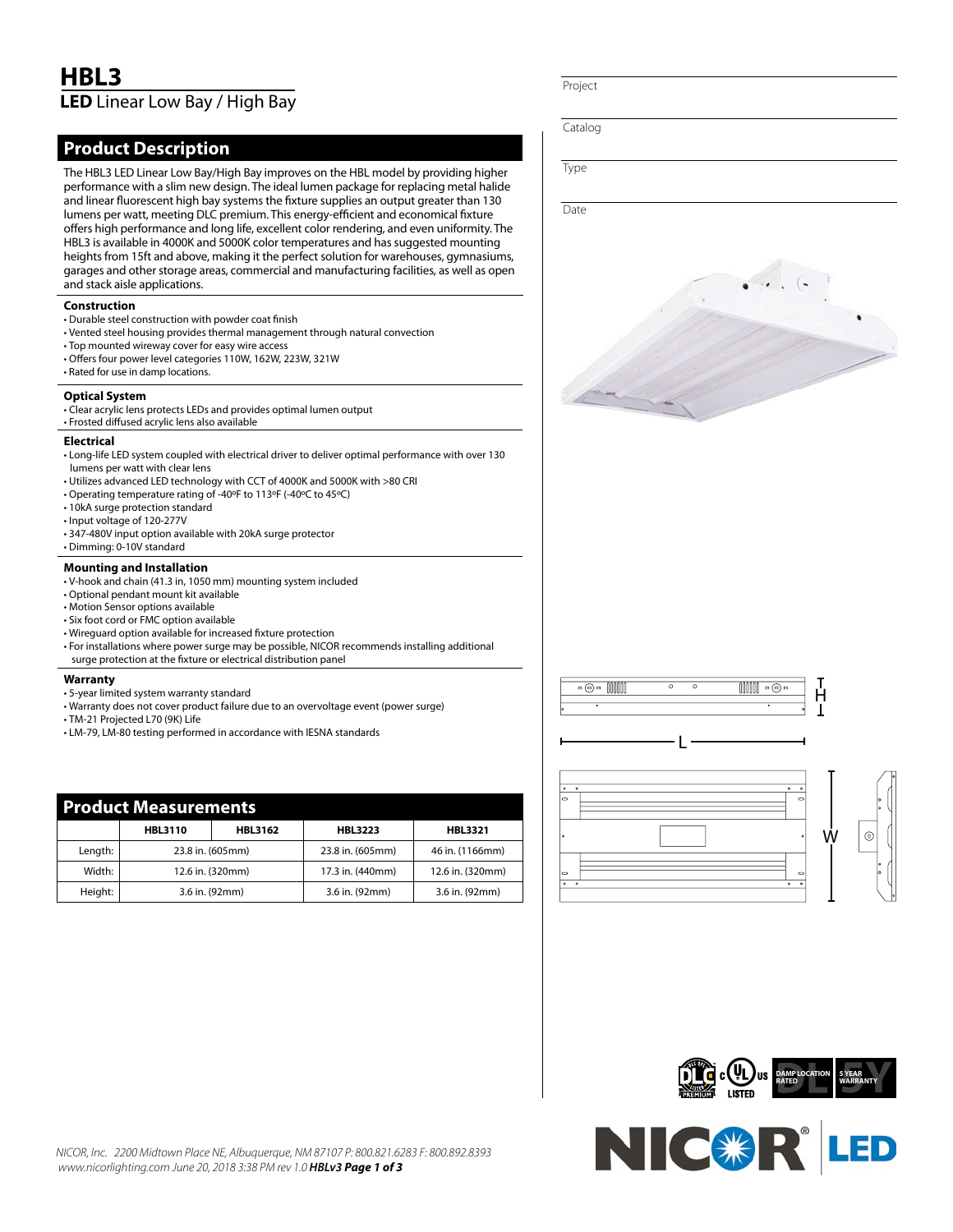# HBL3

## **LED** Linear Low Bay / High Bay

Project

Catalog

Type

Date

## Product Description

The HBL3 LED Linear Low Bay/High Bay improves on the HBL model by providing higher performance with a slim new design. The ideal lumen package for replacing metal halide and linear fluorescent high bay systems the fixture supplies an output greater than 130 lumens per watt, meeting DLC premium. This energy-efficient and economical fixture offers high performance and long life, excellent color rendering, and even uniformity. The HBL3 is available in 4000K and 5000K color temperatures and has suggested mounting heights from 15ft and above, making it the perfect solution for warehouses, gymnasiums, garages and other storage areas, commercial and manufacturing facilities, as well as open and stack aisle applications.

### Construction

- Durable steel construction with powder coat finish
- Vented steel housing provides thermal management through natural convection
- Top mounted wireway cover for easy wire access
- Offers four power level categories 110W, 162W, 223W, 321W
- Rated for use in damp locations.

### Optical System

- Clear acrylic lens protects LEDs and provides optimal lumen output
- Frosted diffused acrylic lens also available

### Electrical

- Long-life LED system coupled with electrical driver to deliver optimal performance with over 130 lumens per watt with clear lens
- Utilizes advanced LED technology with CCT of 4000K and 5000K with >80 CRI
- Operating temperature rating of -40ºF to 113ºF (-40ºC to 45ºC)
- 10kA surge protection standard
- Input voltage of 120-277V
- 347-480V input option available with 20kA surge protector
- Dimming: 0-10V standard

### Mounting and Installation

- V-hook and chain (41.3 in, 1050 mm) mounting system included
- Optional pendant mount kit available
- Motion Sensor options available
- Six foot cord or FMC option available
- Wireguard option available for increased fixture protection
- For installations where power surge may be possible, NICOR recommends installing additional surge protection at the fixture or electrical distribution panel

### Warranty

- 5-year limited system warranty standard
- Warranty does not cover product failure due to an overvoltage event (power surge)
- TM-21 Projected L70 (9K) Life
- LM-79, LM-80 testing performed in accordance with IESNA standards

## Product Measurements

| | HBL3110 | HBL3162 | HBL3223 | HBL3321 |
|---|---|---|---|---|
| Length: | 23.8 in. (605mm) | | 23.8 in. (605mm) | 46 in. (1166mm) |
| Width: | 12.6 in. (320mm) | | 17.3 in. (440mm) | 12.6 in. (320mm) |
| Height: | 3.6 in. (92mm) | | 3.6 in. (92mm) | 3.6 in. (92mm) |

H

L

W

DAMP LOCATION RATED

5 YEAR WARRANTY

NICOR, Inc. 2200 Midtown Place NE, Albuquerque, NM 87107 P: 800.821.6283 F: 800.892.8393
www.nicorlighting.com June 20, 2018 3:38 PM rev 1.0 **HBLv3**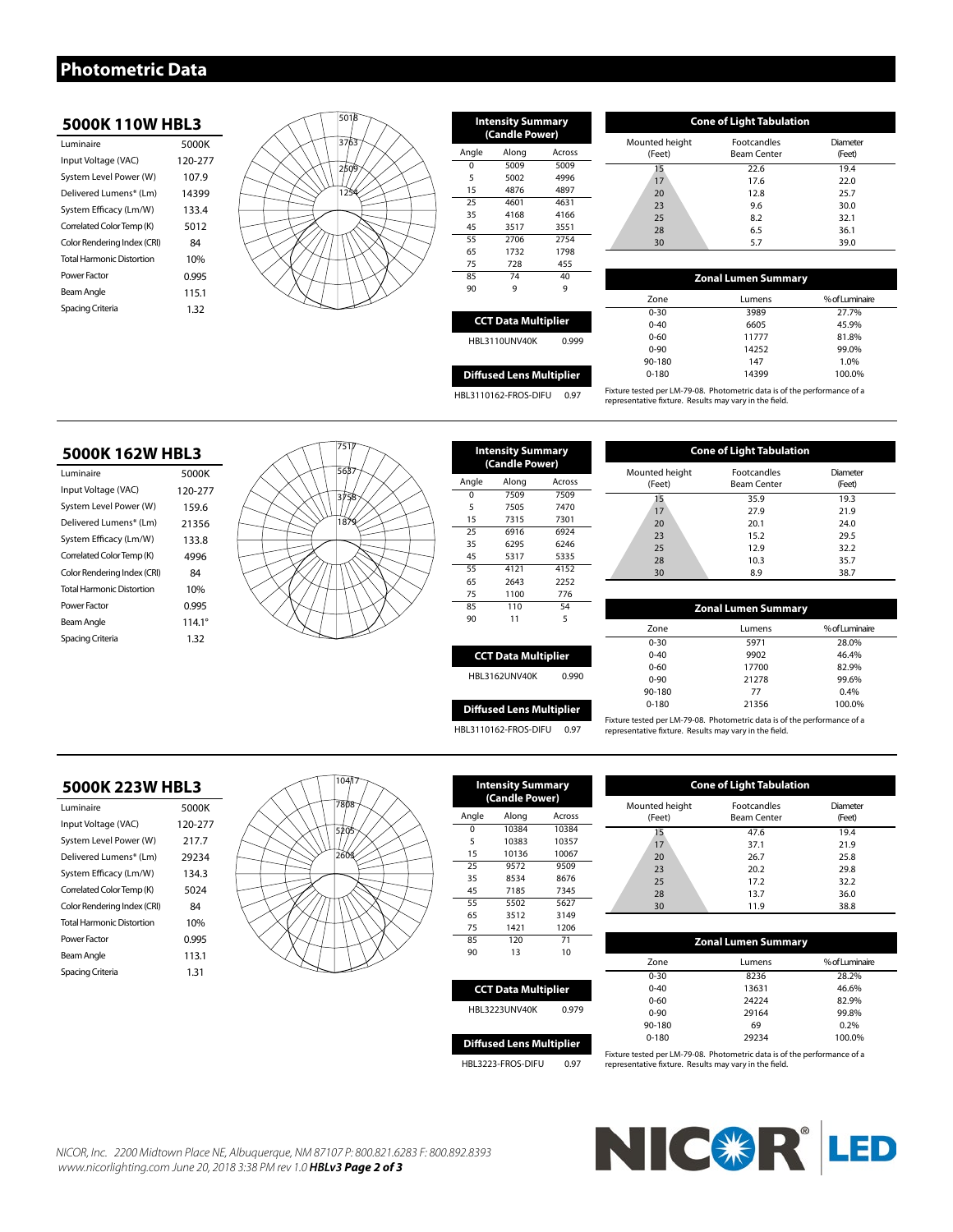# Photometric Data

## 5000K 110W HBL3

| | |
|---|---|
| Luminaire | 5000K |
| Input Voltage (VAC) | 120-277 |
| System Level Power (W) | 107.9 |
| Delivered Lumens* (Lm) | 14399 |
| System Efficacy (Lm/W) | 133.4 |
| Correlated Color Temp (K) | 5012 |
| Color Rendering Index (CRI) | 84 |
| Total Harmonic Distortion | 10% |
| Power Factor | 0.995 |
| Beam Angle | 115.1 |
| Spacing Criteria | 1.32 |

**Intensity Summary (Candle Power)**

| Angle | Along | Across |
|---|---|---|
| 0 | 5009 | 5009 |
| 5 | 5002 | 4996 |
| 15 | 4876 | 4897 |
| 25 | 4601 | 4631 |
| 35 | 4168 | 4166 |
| 45 | 3517 | 3551 |
| 55 | 2706 | 2754 |
| 65 | 1732 | 1798 |
| 75 | 728 | 455 |
| 85 | 74 | 40 |
| 90 | 9 | 9 |

**CCT Data Multiplier**

| | |
|---|---|
| HBL3110UNV40K | 0.999 |

**Diffused Lens Multiplier**

| | |
|---|---|
| HBL3110162-FROS-DIFU | 0.97 |

**Cone of Light Tabulation**

| Mounted height (Feet) | Footcandles Beam Center | Diameter (Feet) |
|---|---|---|
| 15 | 22.6 | 19.4 |
| 17 | 17.6 | 22.0 |
| 20 | 12.8 | 25.7 |
| 23 | 9.6 | 30.0 |
| 25 | 8.2 | 32.1 |
| 28 | 6.5 | 36.1 |
| 30 | 5.7 | 39.0 |

**Zonal Lumen Summary**

| Zone | Lumens | % of Luminaire |
|---|---|---|
| 0-30 | 3989 | 27.7% |
| 0-40 | 6605 | 45.9% |
| 0-60 | 11777 | 81.8% |
| 0-90 | 14252 | 99.0% |
| 90-180 | 147 | 1.0% |
| 0-180 | 14399 | 100.0% |

Fixture tested per LM-79-08. Photometric data is of the performance of a representative fixture. Results may vary in the field.

## 5000K 162W HBL3

| | |
|---|---|
| Luminaire | 5000K |
| Input Voltage (VAC) | 120-277 |
| System Level Power (W) | 159.6 |
| Delivered Lumens* (Lm) | 21356 |
| System Efficacy (Lm/W) | 133.8 |
| Correlated Color Temp (K) | 4996 |
| Color Rendering Index (CRI) | 84 |
| Total Harmonic Distortion | 10% |
| Power Factor | 0.995 |
| Beam Angle | 114.1° |
| Spacing Criteria | 1.32 |

**Intensity Summary (Candle Power)**

| Angle | Along | Across |
|---|---|---|
| 0 | 7509 | 7509 |
| 5 | 7505 | 7470 |
| 15 | 7315 | 7301 |
| 25 | 6916 | 6924 |
| 35 | 6295 | 6246 |
| 45 | 5317 | 5335 |
| 55 | 4121 | 4152 |
| 65 | 2643 | 2252 |
| 75 | 1100 | 776 |
| 85 | 110 | 54 |
| 90 | 11 | 5 |

**CCT Data Multiplier**

| | |
|---|---|
| HBL3162UNV40K | 0.990 |

**Diffused Lens Multiplier**

| | |
|---|---|
| HBL3110162-FROS-DIFU | 0.97 |

**Cone of Light Tabulation**

| Mounted height (Feet) | Footcandles Beam Center | Diameter (Feet) |
|---|---|---|
| 15 | 35.9 | 19.3 |
| 17 | 27.9 | 21.9 |
| 20 | 20.1 | 24.0 |
| 23 | 15.2 | 29.5 |
| 25 | 12.9 | 32.2 |
| 28 | 10.3 | 35.7 |
| 30 | 8.9 | 38.7 |

**Zonal Lumen Summary**

| Zone | Lumens | % of Luminaire |
|---|---|---|
| 0-30 | 5971 | 28.0% |
| 0-40 | 9902 | 46.4% |
| 0-60 | 17700 | 82.9% |
| 0-90 | 21278 | 99.6% |
| 90-180 | 77 | 0.4% |
| 0-180 | 21356 | 100.0% |

Fixture tested per LM-79-08. Photometric data is of the performance of a representative fixture. Results may vary in the field.

## 5000K 223W HBL3

| | |
|---|---|
| Luminaire | 5000K |
| Input Voltage (VAC) | 120-277 |
| System Level Power (W) | 217.7 |
| Delivered Lumens* (Lm) | 29234 |
| System Efficacy (Lm/W) | 134.3 |
| Correlated Color Temp (K) | 5024 |
| Color Rendering Index (CRI) | 84 |
| Total Harmonic Distortion | 10% |
| Power Factor | 0.995 |
| Beam Angle | 113.1 |
| Spacing Criteria | 1.31 |

**Intensity Summary (Candle Power)**

| Angle | Along | Across |
|---|---|---|
| 0 | 10384 | 10384 |
| 5 | 10383 | 10357 |
| 15 | 10136 | 10067 |
| 25 | 9572 | 9509 |
| 35 | 8534 | 8676 |
| 45 | 7185 | 7345 |
| 55 | 5502 | 5627 |
| 65 | 3512 | 3149 |
| 75 | 1421 | 1206 |
| 85 | 120 | 71 |
| 90 | 13 | 10 |

**CCT Data Multiplier**

| | |
|---|---|
| HBL3223UNV40K | 0.979 |

**Diffused Lens Multiplier**

| | |
|---|---|
| HBL3223-FROS-DIFU | 0.97 |

**Cone of Light Tabulation**

| Mounted height (Feet) | Footcandles Beam Center | Diameter (Feet) |
|---|---|---|
| 15 | 47.6 | 19.4 |
| 17 | 37.1 | 21.9 |
| 20 | 26.7 | 25.8 |
| 23 | 20.2 | 29.8 |
| 25 | 17.2 | 32.2 |
| 28 | 13.7 | 36.0 |
| 30 | 11.9 | 38.8 |

**Zonal Lumen Summary**

| Zone | Lumens | % of Luminaire |
|---|---|---|
| 0-30 | 8236 | 28.2% |
| 0-40 | 13631 | 46.6% |
| 0-60 | 24224 | 82.9% |
| 0-90 | 29164 | 99.8% |
| 90-180 | 69 | 0.2% |
| 0-180 | 29234 | 100.0% |

Fixture tested per LM-79-08. Photometric data is of the performance of a representative fixture. Results may vary in the field.

*NICOR, Inc. 2200 Midtown Place NE, Albuquerque, NM 87107 P: 800.821.6283 F: 800.892.8393 www.nicorlighting.com June 20, 2018 3:38 PM rev 1.0* ***HBLv3***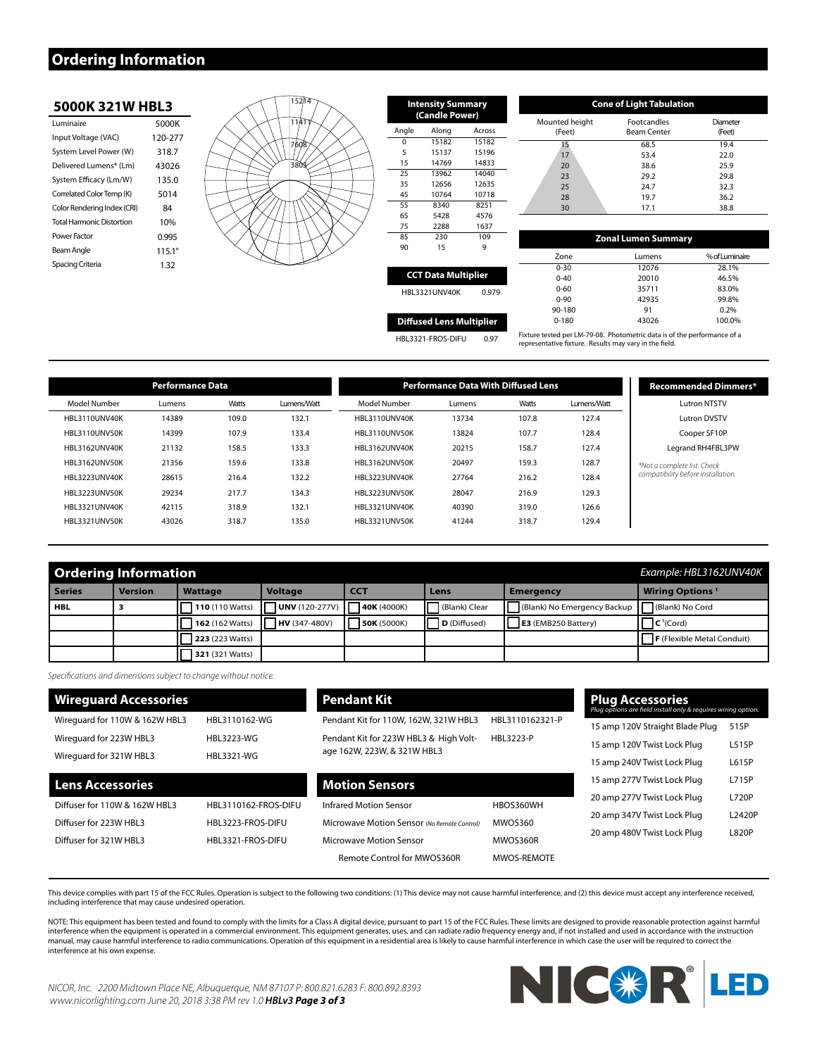# Ordering Information

## 5000K 321W HBL3

| | |
|---|---|
| Luminaire | 5000K |
| Input Voltage (VAC) | 120-277 |
| System Level Power (W) | 318.7 |
| Delivered Lumens* (Lm) | 43026 |
| System Efficacy (Lm/W) | 135.0 |
| Correlated Color Temp (K) | 5014 |
| Color Rendering Index (CRI) | 84 |
| Total Harmonic Distortion | 10% |
| Power Factor | 0.995 |
| Beam Angle | 115.1° |
| Spacing Criteria | 1.32 |

15214
11411
7608
3803

### Intensity Summary (Candle Power)

| Angle | Along | Across |
|---|---|---|
| 0 | 15182 | 15182 |
| 5 | 15137 | 15196 |
| 15 | 14769 | 14833 |
| 25 | 13962 | 14040 |
| 35 | 12656 | 12635 |
| 45 | 10764 | 10718 |
| 55 | 8340 | 8251 |
| 65 | 5428 | 4576 |
| 75 | 2288 | 1637 |
| 85 | 230 | 109 |
| 90 | 15 | 9 |

### CCT Data Multiplier

| | |
|---|---|
| HBL3321UNV40K | 0.979 |

### Diffused Lens Multiplier

| | |
|---|---|
| HBL3321-FROS-DIFU | 0.97 |

### Cone of Light Tabulation

| Mounted height (Feet) | Footcandles Beam Center | Diameter (Feet) |
|---|---|---|
| 15 | 68.5 | 19.4 |
| 17 | 53.4 | 22.0 |
| 20 | 38.6 | 25.9 |
| 23 | 29.2 | 29.8 |
| 25 | 24.7 | 32.3 |
| 28 | 19.7 | 36.2 |
| 30 | 17.1 | 38.8 |

### Zonal Lumen Summary

| Zone | Lumens | % of Luminaire |
|---|---|---|
| 0-30 | 12076 | 28.1% |
| 0-40 | 20010 | 46.5% |
| 0-60 | 35711 | 83.0% |
| 0-90 | 42935 | 99.8% |
| 90-180 | 91 | 0.2% |
| 0-180 | 43026 | 100.0% |

Fixture tested per LM-79-08. Photometric data is of the performance of a representative fixture. Results may vary in the field.

### Performance Data

| Model Number | Lumens | Watts | Lumens/Watt |
|---|---|---|---|
| HBL3110UNV40K | 14389 | 109.0 | 132.1 |
| HBL3110UNV50K | 14399 | 107.9 | 133.4 |
| HBL3162UNV40K | 21132 | 158.5 | 133.3 |
| HBL3162UNV50K | 21356 | 159.6 | 133.8 |
| HBL3223UNV40K | 28615 | 216.4 | 132.2 |
| HBL3223UNV50K | 29234 | 217.7 | 134.3 |
| HBL3321UNV40K | 42115 | 318.9 | 132.1 |
| HBL3321UNV50K | 43026 | 318.7 | 135.0 |

### Performance Data With Diffused Lens

| Model Number | Lumens | Watts | Lumens/Watt |
|---|---|---|---|
| HBL3110UNV40K | 13734 | 107.8 | 127.4 |
| HBL3110UNV50K | 13824 | 107.7 | 128.4 |
| HBL3162UNV40K | 20215 | 158.7 | 127.4 |
| HBL3162UNV50K | 20497 | 159.3 | 128.7 |
| HBL3223UNV40K | 27764 | 216.2 | 128.4 |
| HBL3223UNV50K | 28047 | 216.9 | 129.3 |
| HBL3321UNV40K | 40390 | 319.0 | 126.6 |
| HBL3321UNV50K | 41244 | 318.7 | 129.4 |

### Recommended Dimmers*

- Lutron NTSTV
- Lutron DVSTV
- Cooper SF10P
- Legrand RH4FBL3PW

*Not a complete list. Check compatibility before installation.*

## Ordering Information

*Example: HBL3162UNV40K*

| Series | Version | Wattage | Voltage | CCT | Lens | Emergency | Wiring Options [1] |
|---|---|---|---|---|---|---|---|
| HBL | 3 | **110** (110 Watts) | **UNV** (120-277V) | **40K** (4000K) | (Blank) Clear | (Blank) No Emergency Backup | (Blank) No Cord |
| | | **162** (162 Watts) | **HV** (347-480V) | **50K** (5000K) | **D** (Diffused) | **E3** (EMB250 Battery) | **C** [1](Cord) |
| | | **223** (223 Watts) | | | | | **F** (Flexible Metal Conduit) |
| | | **321** (321 Watts) | | | | | |

*Specifications and dimensions subject to change without notice.*

## Wireguard Accessories

| | |
|---|---|
| Wireguard for 110W & 162W HBL3 | HBL3110162-WG |
| Wireguard for 223W HBL3 | HBL3223-WG |
| Wireguard for 321W HBL3 | HBL3321-WG |

## Lens Accessories

| | |
|---|---|
| Diffuser for 110W & 162W HBL3 | HBL3110162-FROS-DIFU |
| Diffuser for 223W HBL3 | HBL3223-FROS-DIFU |
| Diffuser for 321W HBL3 | HBL3321-FROS-DIFU |

## Pendant Kit

| | |
|---|---|
| Pendant Kit for 110W, 162W, 321W HBL3 | HBL3110162321-P |
| Pendant Kit for 223W HBL3 & High Voltage 162W, 223W, & 321W HBL3 | HBL3223-P |

## Motion Sensors

| | |
|---|---|
| Infrared Motion Sensor | HBOS360WH |
| Microwave Motion Sensor *(No Remote Control)* | MWOS360 |
| Microwave Motion Sensor | MWOS360R |
| Remote Control for MWOS360R | MWOS-REMOTE |

## Plug Accessories

*Plug options are field install only & requires wiring option.*

| | |
|---|---|
| 15 amp 120V Straight Blade Plug | 515P |
| 15 amp 120V Twist Lock Plug | L515P |
| 15 amp 240V Twist Lock Plug | L615P |
| 15 amp 277V Twist Lock Plug | L715P |
| 20 amp 277V Twist Lock Plug | L720P |
| 20 amp 347V Twist Lock Plug | L2420P |
| 20 amp 480V Twist Lock Plug | L820P |

This device complies with part 15 of the FCC Rules. Operation is subject to the following two conditions: (1) This device may not cause harmful interference, and (2) this device must accept any interference received, including interference that may cause undesired operation.

NOTE: This equipment has been tested and found to comply with the limits for a Class A digital device, pursuant to part 15 of the FCC Rules. These limits are designed to provide reasonable protection against harmful interference when the equipment is operated in a commercial environment. This equipment generates, uses, and can radiate radio frequency energy and, if not installed and used in accordance with the instruction manual, may cause harmful interference to radio communications. Operation of this equipment in a residential area is likely to cause harmful interference in which case the user will be required to correct the interference at his own expense.

*NICOR, Inc. 2200 Midtown Place NE, Albuquerque, NM 87107 P: 800.821.6283 F: 800.892.8393 www.nicorlighting.com June 20, 2018 3:38 PM rev 1.0* ***HBLv3***

NICOR® LED